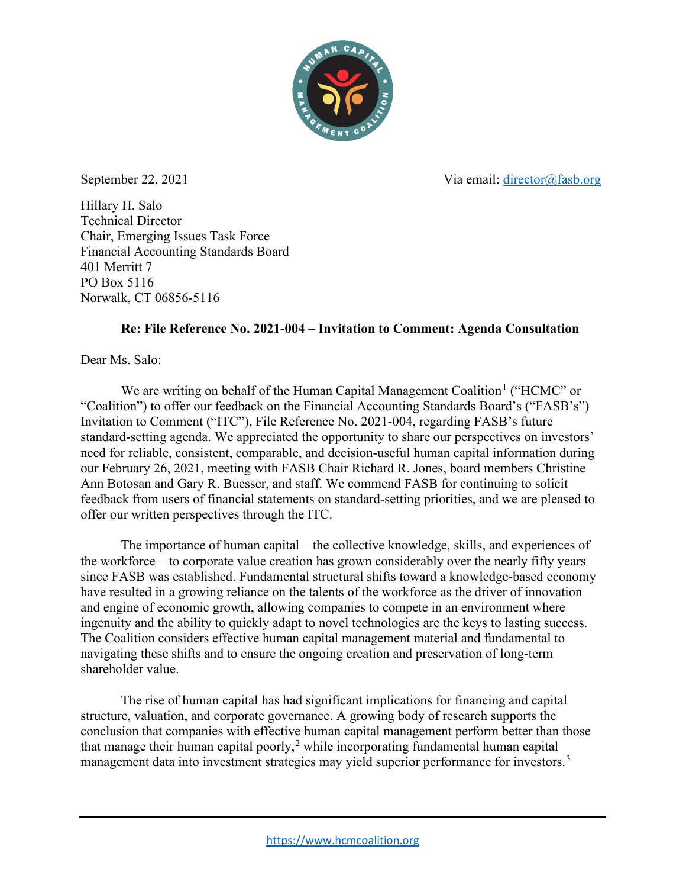September 22, 2021

Via email: director@fasb.org

Hillary H. Salo
Technical Director
Chair, Emerging Issues Task Force
Financial Accounting Standards Board
401 Merritt 7
PO Box 5116
Norwalk, CT 06856-5116

**Re: File Reference No. 2021-004 – Invitation to Comment: Agenda Consultation**

Dear Ms. Salo:

We are writing on behalf of the Human Capital Management Coalition[1] ("HCMC" or "Coalition") to offer our feedback on the Financial Accounting Standards Board's ("FASB's") Invitation to Comment ("ITC"), File Reference No. 2021-004, regarding FASB's future standard-setting agenda. We appreciated the opportunity to share our perspectives on investors' need for reliable, consistent, comparable, and decision-useful human capital information during our February 26, 2021, meeting with FASB Chair Richard R. Jones, board members Christine Ann Botosan and Gary R. Buesser, and staff. We commend FASB for continuing to solicit feedback from users of financial statements on standard-setting priorities, and we are pleased to offer our written perspectives through the ITC.

The importance of human capital – the collective knowledge, skills, and experiences of the workforce – to corporate value creation has grown considerably over the nearly fifty years since FASB was established. Fundamental structural shifts toward a knowledge-based economy have resulted in a growing reliance on the talents of the workforce as the driver of innovation and engine of economic growth, allowing companies to compete in an environment where ingenuity and the ability to quickly adapt to novel technologies are the keys to lasting success. The Coalition considers effective human capital management material and fundamental to navigating these shifts and to ensure the ongoing creation and preservation of long-term shareholder value.

The rise of human capital has had significant implications for financing and capital structure, valuation, and corporate governance. A growing body of research supports the conclusion that companies with effective human capital management perform better than those that manage their human capital poorly,[2] while incorporating fundamental human capital management data into investment strategies may yield superior performance for investors.[3]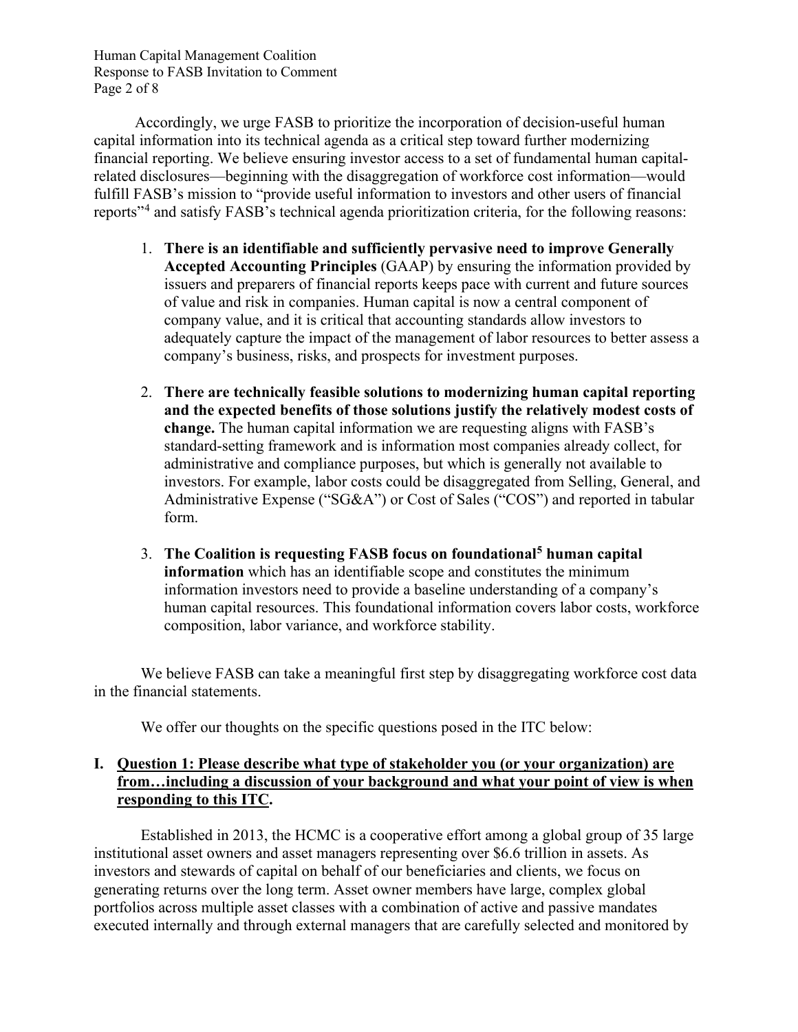Accordingly, we urge FASB to prioritize the incorporation of decision-useful human capital information into its technical agenda as a critical step toward further modernizing financial reporting. We believe ensuring investor access to a set of fundamental human capital-related disclosures—beginning with the disaggregation of workforce cost information—would fulfill FASB's mission to "provide useful information to investors and other users of financial reports"[4] and satisfy FASB's technical agenda prioritization criteria, for the following reasons:

1. **There is an identifiable and sufficiently pervasive need to improve Generally Accepted Accounting Principles** (GAAP) by ensuring the information provided by issuers and preparers of financial reports keeps pace with current and future sources of value and risk in companies. Human capital is now a central component of company value, and it is critical that accounting standards allow investors to adequately capture the impact of the management of labor resources to better assess a company's business, risks, and prospects for investment purposes.

2. **There are technically feasible solutions to modernizing human capital reporting and the expected benefits of those solutions justify the relatively modest costs of change.** The human capital information we are requesting aligns with FASB's standard-setting framework and is information most companies already collect, for administrative and compliance purposes, but which is generally not available to investors. For example, labor costs could be disaggregated from Selling, General, and Administrative Expense ("SG&A") or Cost of Sales ("COS") and reported in tabular form.

3. **The Coalition is requesting FASB focus on foundational[5] human capital information** which has an identifiable scope and constitutes the minimum information investors need to provide a baseline understanding of a company's human capital resources. This foundational information covers labor costs, workforce composition, labor variance, and workforce stability.

We believe FASB can take a meaningful first step by disaggregating workforce cost data in the financial statements.

We offer our thoughts on the specific questions posed in the ITC below:

## I. Question 1: Please describe what type of stakeholder you (or your organization) are from…including a discussion of your background and what your point of view is when responding to this ITC.

Established in 2013, the HCMC is a cooperative effort among a global group of 35 large institutional asset owners and asset managers representing over $6.6 trillion in assets. As investors and stewards of capital on behalf of our beneficiaries and clients, we focus on generating returns over the long term. Asset owner members have large, complex global portfolios across multiple asset classes with a combination of active and passive mandates executed internally and through external managers that are carefully selected and monitored by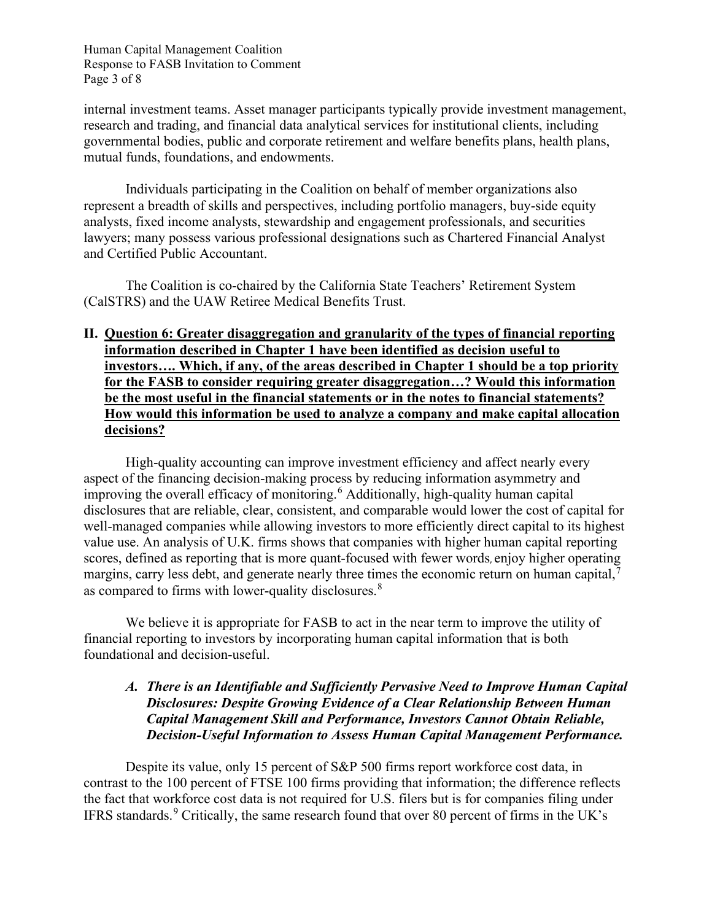internal investment teams. Asset manager participants typically provide investment management, research and trading, and financial data analytical services for institutional clients, including governmental bodies, public and corporate retirement and welfare benefits plans, health plans, mutual funds, foundations, and endowments.

Individuals participating in the Coalition on behalf of member organizations also represent a breadth of skills and perspectives, including portfolio managers, buy-side equity analysts, fixed income analysts, stewardship and engagement professionals, and securities lawyers; many possess various professional designations such as Chartered Financial Analyst and Certified Public Accountant.

The Coalition is co-chaired by the California State Teachers' Retirement System (CalSTRS) and the UAW Retiree Medical Benefits Trust.

## II. Question 6: Greater disaggregation and granularity of the types of financial reporting information described in Chapter 1 have been identified as decision useful to investors…. Which, if any, of the areas described in Chapter 1 should be a top priority for the FASB to consider requiring greater disaggregation…? Would this information be the most useful in the financial statements or in the notes to financial statements? How would this information be used to analyze a company and make capital allocation decisions?

High-quality accounting can improve investment efficiency and affect nearly every aspect of the financing decision-making process by reducing information asymmetry and improving the overall efficacy of monitoring.[6] Additionally, high-quality human capital disclosures that are reliable, clear, consistent, and comparable would lower the cost of capital for well-managed companies while allowing investors to more efficiently direct capital to its highest value use. An analysis of U.K. firms shows that companies with higher human capital reporting scores, defined as reporting that is more quant-focused with fewer words, enjoy higher operating margins, carry less debt, and generate nearly three times the economic return on human capital,[7] as compared to firms with lower-quality disclosures.[8]

We believe it is appropriate for FASB to act in the near term to improve the utility of financial reporting to investors by incorporating human capital information that is both foundational and decision-useful.

### *A. There is an Identifiable and Sufficiently Pervasive Need to Improve Human Capital Disclosures: Despite Growing Evidence of a Clear Relationship Between Human Capital Management Skill and Performance, Investors Cannot Obtain Reliable, Decision-Useful Information to Assess Human Capital Management Performance.*

Despite its value, only 15 percent of S&P 500 firms report workforce cost data, in contrast to the 100 percent of FTSE 100 firms providing that information; the difference reflects the fact that workforce cost data is not required for U.S. filers but is for companies filing under IFRS standards.[9] Critically, the same research found that over 80 percent of firms in the UK's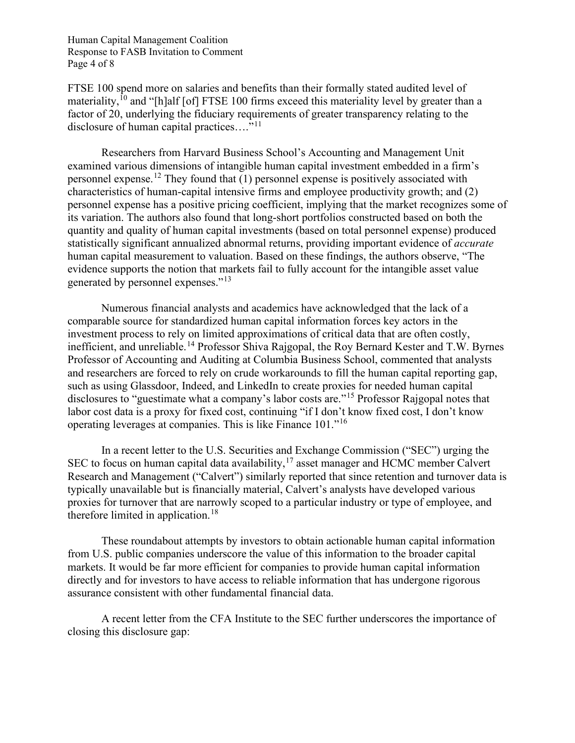FTSE 100 spend more on salaries and benefits than their formally stated audited level of materiality,[10] and "[h]alf [of] FTSE 100 firms exceed this materiality level by greater than a factor of 20, underlying the fiduciary requirements of greater transparency relating to the disclosure of human capital practices…."[11]

Researchers from Harvard Business School's Accounting and Management Unit examined various dimensions of intangible human capital investment embedded in a firm's personnel expense.[12] They found that (1) personnel expense is positively associated with characteristics of human-capital intensive firms and employee productivity growth; and (2) personnel expense has a positive pricing coefficient, implying that the market recognizes some of its variation. The authors also found that long-short portfolios constructed based on both the quantity and quality of human capital investments (based on total personnel expense) produced statistically significant annualized abnormal returns, providing important evidence of *accurate* human capital measurement to valuation. Based on these findings, the authors observe, "The evidence supports the notion that markets fail to fully account for the intangible asset value generated by personnel expenses."[13]

Numerous financial analysts and academics have acknowledged that the lack of a comparable source for standardized human capital information forces key actors in the investment process to rely on limited approximations of critical data that are often costly, inefficient, and unreliable.[14] Professor Shiva Rajgopal, the Roy Bernard Kester and T.W. Byrnes Professor of Accounting and Auditing at Columbia Business School, commented that analysts and researchers are forced to rely on crude workarounds to fill the human capital reporting gap, such as using Glassdoor, Indeed, and LinkedIn to create proxies for needed human capital disclosures to "guestimate what a company's labor costs are."[15] Professor Rajgopal notes that labor cost data is a proxy for fixed cost, continuing "if I don't know fixed cost, I don't know operating leverages at companies. This is like Finance 101."[16]

In a recent letter to the U.S. Securities and Exchange Commission ("SEC") urging the SEC to focus on human capital data availability,[17] asset manager and HCMC member Calvert Research and Management ("Calvert") similarly reported that since retention and turnover data is typically unavailable but is financially material, Calvert's analysts have developed various proxies for turnover that are narrowly scoped to a particular industry or type of employee, and therefore limited in application.[18]

These roundabout attempts by investors to obtain actionable human capital information from U.S. public companies underscore the value of this information to the broader capital markets. It would be far more efficient for companies to provide human capital information directly and for investors to have access to reliable information that has undergone rigorous assurance consistent with other fundamental financial data.

A recent letter from the CFA Institute to the SEC further underscores the importance of closing this disclosure gap: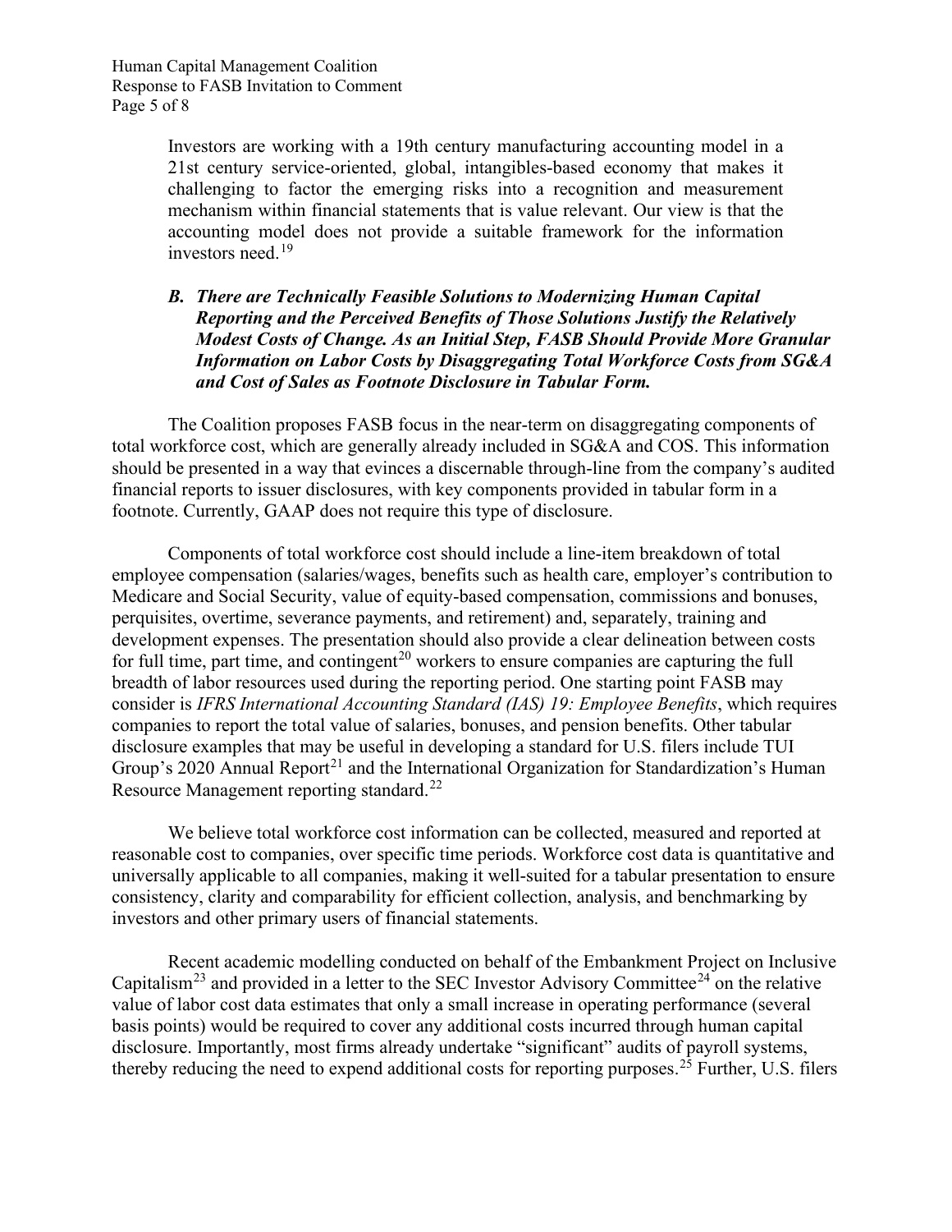> Investors are working with a 19th century manufacturing accounting model in a 21st century service-oriented, global, intangibles-based economy that makes it challenging to factor the emerging risks into a recognition and measurement mechanism within financial statements that is value relevant. Our view is that the accounting model does not provide a suitable framework for the information investors need.[19]

### *B. There are Technically Feasible Solutions to Modernizing Human Capital Reporting and the Perceived Benefits of Those Solutions Justify the Relatively Modest Costs of Change. As an Initial Step, FASB Should Provide More Granular Information on Labor Costs by Disaggregating Total Workforce Costs from SG&A and Cost of Sales as Footnote Disclosure in Tabular Form.*

The Coalition proposes FASB focus in the near-term on disaggregating components of total workforce cost, which are generally already included in SG&A and COS. This information should be presented in a way that evinces a discernable through-line from the company's audited financial reports to issuer disclosures, with key components provided in tabular form in a footnote. Currently, GAAP does not require this type of disclosure.

Components of total workforce cost should include a line-item breakdown of total employee compensation (salaries/wages, benefits such as health care, employer's contribution to Medicare and Social Security, value of equity-based compensation, commissions and bonuses, perquisites, overtime, severance payments, and retirement) and, separately, training and development expenses. The presentation should also provide a clear delineation between costs for full time, part time, and contingent[20] workers to ensure companies are capturing the full breadth of labor resources used during the reporting period. One starting point FASB may consider is *IFRS International Accounting Standard (IAS) 19: Employee Benefits*, which requires companies to report the total value of salaries, bonuses, and pension benefits. Other tabular disclosure examples that may be useful in developing a standard for U.S. filers include TUI Group's 2020 Annual Report[21] and the International Organization for Standardization's Human Resource Management reporting standard.[22]

We believe total workforce cost information can be collected, measured and reported at reasonable cost to companies, over specific time periods. Workforce cost data is quantitative and universally applicable to all companies, making it well-suited for a tabular presentation to ensure consistency, clarity and comparability for efficient collection, analysis, and benchmarking by investors and other primary users of financial statements.

Recent academic modelling conducted on behalf of the Embankment Project on Inclusive Capitalism[23] and provided in a letter to the SEC Investor Advisory Committee[24] on the relative value of labor cost data estimates that only a small increase in operating performance (several basis points) would be required to cover any additional costs incurred through human capital disclosure. Importantly, most firms already undertake "significant" audits of payroll systems, thereby reducing the need to expend additional costs for reporting purposes.[25] Further, U.S. filers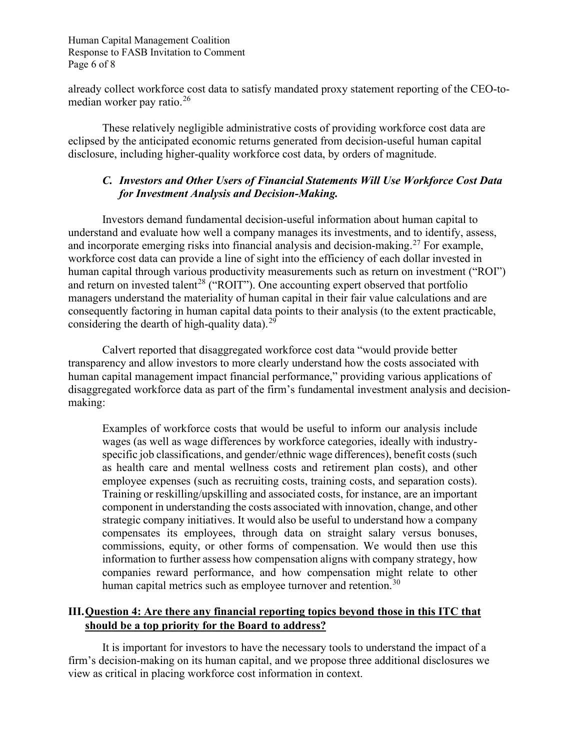already collect workforce cost data to satisfy mandated proxy statement reporting of the CEO-to-median worker pay ratio.[26]

These relatively negligible administrative costs of providing workforce cost data are eclipsed by the anticipated economic returns generated from decision-useful human capital disclosure, including higher-quality workforce cost data, by orders of magnitude.

### *C. Investors and Other Users of Financial Statements Will Use Workforce Cost Data for Investment Analysis and Decision-Making.*

Investors demand fundamental decision-useful information about human capital to understand and evaluate how well a company manages its investments, and to identify, assess, and incorporate emerging risks into financial analysis and decision-making.[27] For example, workforce cost data can provide a line of sight into the efficiency of each dollar invested in human capital through various productivity measurements such as return on investment ("ROI") and return on invested talent[28] ("ROIT"). One accounting expert observed that portfolio managers understand the materiality of human capital in their fair value calculations and are consequently factoring in human capital data points to their analysis (to the extent practicable, considering the dearth of high-quality data).[29]

Calvert reported that disaggregated workforce cost data "would provide better transparency and allow investors to more clearly understand how the costs associated with human capital management impact financial performance," providing various applications of disaggregated workforce data as part of the firm's fundamental investment analysis and decision-making:

> Examples of workforce costs that would be useful to inform our analysis include wages (as well as wage differences by workforce categories, ideally with industry-specific job classifications, and gender/ethnic wage differences), benefit costs (such as health care and mental wellness costs and retirement plan costs), and other employee expenses (such as recruiting costs, training costs, and separation costs). Training or reskilling/upskilling and associated costs, for instance, are an important component in understanding the costs associated with innovation, change, and other strategic company initiatives. It would also be useful to understand how a company compensates its employees, through data on straight salary versus bonuses, commissions, equity, or other forms of compensation. We would then use this information to further assess how compensation aligns with company strategy, how companies reward performance, and how compensation might relate to other human capital metrics such as employee turnover and retention.[30]

## III. Question 4: Are there any financial reporting topics beyond those in this ITC that should be a top priority for the Board to address?

It is important for investors to have the necessary tools to understand the impact of a firm's decision-making on its human capital, and we propose three additional disclosures we view as critical in placing workforce cost information in context.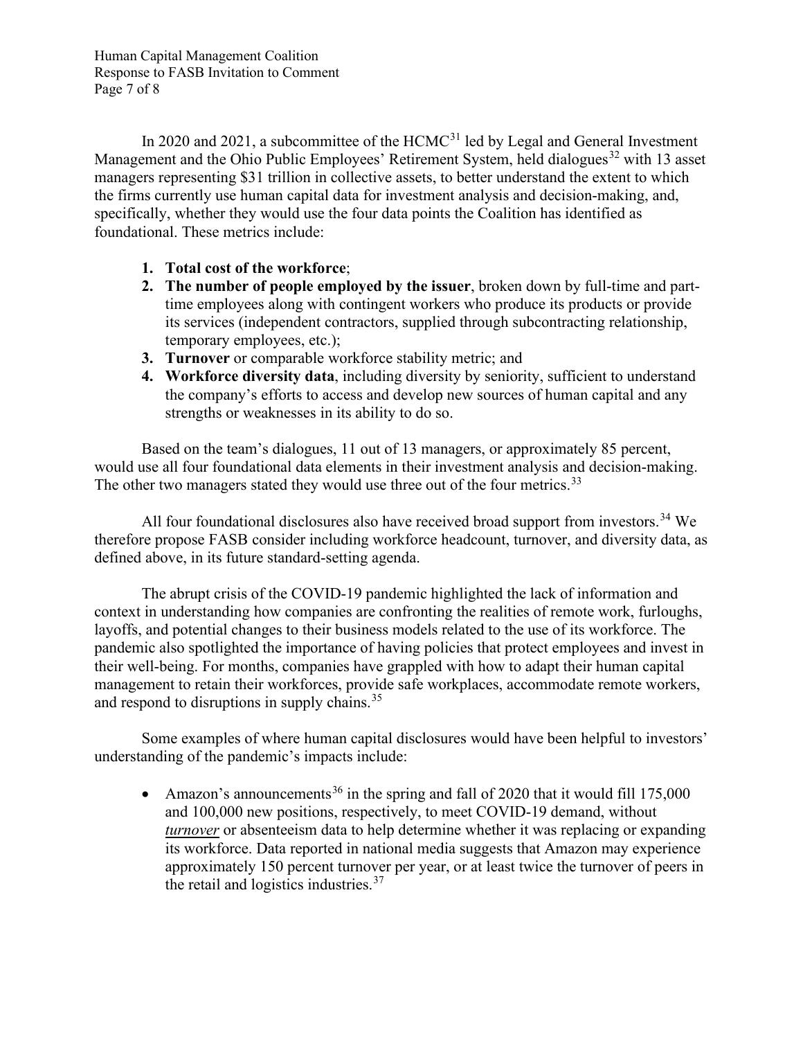In 2020 and 2021, a subcommittee of the HCMC[31] led by Legal and General Investment Management and the Ohio Public Employees' Retirement System, held dialogues[32] with 13 asset managers representing $31 trillion in collective assets, to better understand the extent to which the firms currently use human capital data for investment analysis and decision-making, and, specifically, whether they would use the four data points the Coalition has identified as foundational. These metrics include:

1. **Total cost of the workforce**;
2. **The number of people employed by the issuer**, broken down by full-time and part-time employees along with contingent workers who produce its products or provide its services (independent contractors, supplied through subcontracting relationship, temporary employees, etc.);
3. **Turnover** or comparable workforce stability metric; and
4. **Workforce diversity data**, including diversity by seniority, sufficient to understand the company's efforts to access and develop new sources of human capital and any strengths or weaknesses in its ability to do so.

Based on the team's dialogues, 11 out of 13 managers, or approximately 85 percent, would use all four foundational data elements in their investment analysis and decision-making. The other two managers stated they would use three out of the four metrics.[33]

All four foundational disclosures also have received broad support from investors.[34] We therefore propose FASB consider including workforce headcount, turnover, and diversity data, as defined above, in its future standard-setting agenda.

The abrupt crisis of the COVID-19 pandemic highlighted the lack of information and context in understanding how companies are confronting the realities of remote work, furloughs, layoffs, and potential changes to their business models related to the use of its workforce. The pandemic also spotlighted the importance of having policies that protect employees and invest in their well-being. For months, companies have grappled with how to adapt their human capital management to retain their workforces, provide safe workplaces, accommodate remote workers, and respond to disruptions in supply chains.[35]

Some examples of where human capital disclosures would have been helpful to investors' understanding of the pandemic's impacts include:

- Amazon's announcements[36] in the spring and fall of 2020 that it would fill 175,000 and 100,000 new positions, respectively, to meet COVID-19 demand, without ***turnover*** or absenteeism data to help determine whether it was replacing or expanding its workforce. Data reported in national media suggests that Amazon may experience approximately 150 percent turnover per year, or at least twice the turnover of peers in the retail and logistics industries.[37]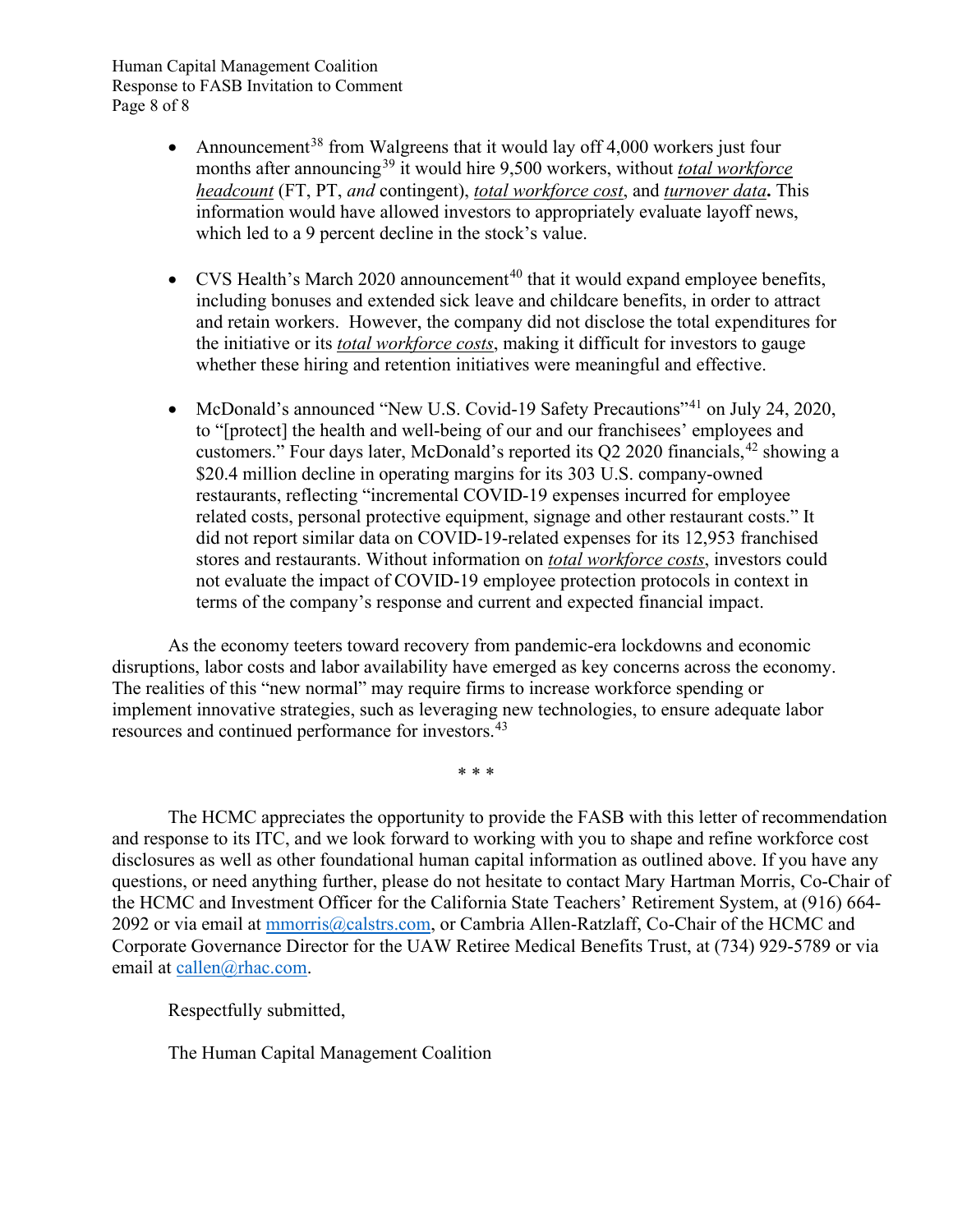- Announcement[38] from Walgreens that it would lay off 4,000 workers just four months after announcing[39] it would hire 9,500 workers, without ***total workforce headcount*** (FT, PT, *and* contingent), ***total workforce cost***, and ***turnover data*****.** This information would have allowed investors to appropriately evaluate layoff news, which led to a 9 percent decline in the stock's value.

- CVS Health's March 2020 announcement[40] that it would expand employee benefits, including bonuses and extended sick leave and childcare benefits, in order to attract and retain workers. However, the company did not disclose the total expenditures for the initiative or its ***total workforce costs***, making it difficult for investors to gauge whether these hiring and retention initiatives were meaningful and effective.

- McDonald's announced "New U.S. Covid-19 Safety Precautions"[41] on July 24, 2020, to "[protect] the health and well-being of our and our franchisees' employees and customers." Four days later, McDonald's reported its Q2 2020 financials,[42] showing a $20.4 million decline in operating margins for its 303 U.S. company-owned restaurants, reflecting "incremental COVID-19 expenses incurred for employee related costs, personal protective equipment, signage and other restaurant costs." It did not report similar data on COVID-19-related expenses for its 12,953 franchised stores and restaurants. Without information on ***total workforce costs***, investors could not evaluate the impact of COVID-19 employee protection protocols in context in terms of the company's response and current and expected financial impact.

As the economy teeters toward recovery from pandemic-era lockdowns and economic disruptions, labor costs and labor availability have emerged as key concerns across the economy. The realities of this "new normal" may require firms to increase workforce spending or implement innovative strategies, such as leveraging new technologies, to ensure adequate labor resources and continued performance for investors.[43]

\* \* \*

The HCMC appreciates the opportunity to provide the FASB with this letter of recommendation and response to its ITC, and we look forward to working with you to shape and refine workforce cost disclosures as well as other foundational human capital information as outlined above. If you have any questions, or need anything further, please do not hesitate to contact Mary Hartman Morris, Co-Chair of the HCMC and Investment Officer for the California State Teachers' Retirement System, at (916) 664-2092 or via email at mmorris@calstrs.com, or Cambria Allen-Ratzlaff, Co-Chair of the HCMC and Corporate Governance Director for the UAW Retiree Medical Benefits Trust, at (734) 929-5789 or via email at callen@rhac.com.

Respectfully submitted,

The Human Capital Management Coalition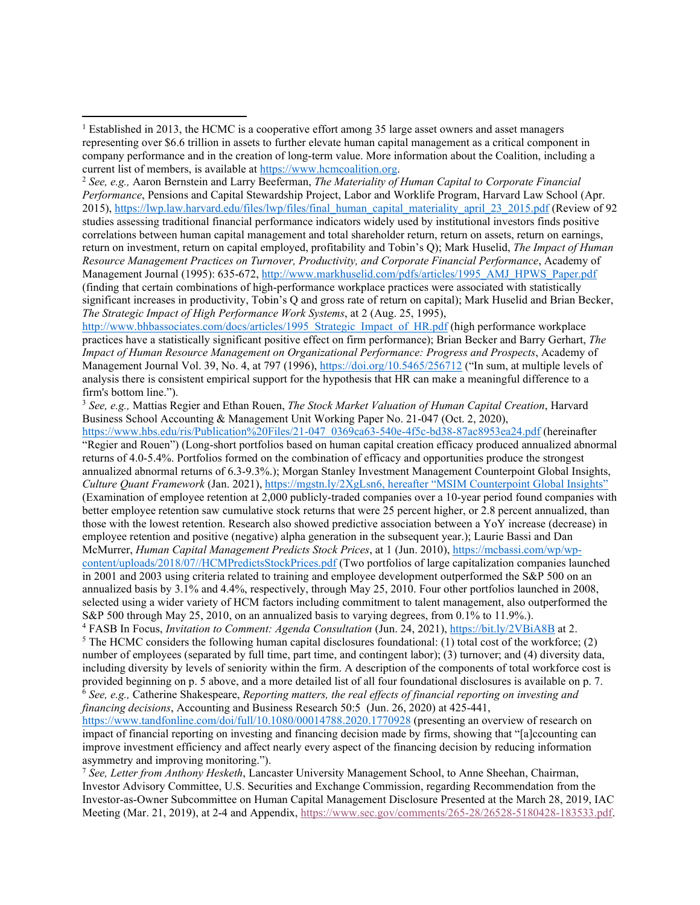[1] Established in 2013, the HCMC is a cooperative effort among 35 large asset owners and asset managers representing over $6.6 trillion in assets to further elevate human capital management as a critical component in company performance and in the creation of long-term value. More information about the Coalition, including a current list of members, is available at https://www.hcmcoalition.org.

[2] *See, e.g.,* Aaron Bernstein and Larry Beeferman, *The Materiality of Human Capital to Corporate Financial Performance*, Pensions and Capital Stewardship Project, Labor and Worklife Program, Harvard Law School (Apr. 2015), https://lwp.law.harvard.edu/files/lwp/files/final_human_capital_materiality_april_23_2015.pdf (Review of 92 studies assessing traditional financial performance indicators widely used by institutional investors finds positive correlations between human capital management and total shareholder return, return on assets, return on earnings, return on investment, return on capital employed, profitability and Tobin's Q); Mark Huselid, *The Impact of Human Resource Management Practices on Turnover, Productivity, and Corporate Financial Performance*, Academy of Management Journal (1995): 635-672, http://www.markhuselid.com/pdfs/articles/1995_AMJ_HPWS_Paper.pdf (finding that certain combinations of high-performance workplace practices were associated with statistically significant increases in productivity, Tobin's Q and gross rate of return on capital); Mark Huselid and Brian Becker, *The Strategic Impact of High Performance Work Systems*, at 2 (Aug. 25, 1995), http://www.bhbassociates.com/docs/articles/1995_Strategic_Impact_of_HR.pdf (high performance workplace practices have a statistically significant positive effect on firm performance); Brian Becker and Barry Gerhart, *The Impact of Human Resource Management on Organizational Performance: Progress and Prospects*, Academy of Management Journal Vol. 39, No. 4, at 797 (1996), https://doi.org/10.5465/256712 ("In sum, at multiple levels of analysis there is consistent empirical support for the hypothesis that HR can make a meaningful difference to a firm's bottom line.").

[3] *See, e.g.,* Mattias Regier and Ethan Rouen, *The Stock Market Valuation of Human Capital Creation*, Harvard Business School Accounting & Management Unit Working Paper No. 21-047 (Oct. 2, 2020), https://www.hbs.edu/ris/Publication%20Files/21-047_0369ca63-540e-4f5c-bd38-87ac8953ea24.pdf (hereinafter "Regier and Rouen") (Long-short portfolios based on human capital creation efficacy produced annualized abnormal returns of 4.0-5.4%. Portfolios formed on the combination of efficacy and opportunities produce the strongest annualized abnormal returns of 6.3-9.3%.); Morgan Stanley Investment Management Counterpoint Global Insights, *Culture Quant Framework* (Jan. 2021), https://mgstn.ly/2XgLsn6, hereafter "MSIM Counterpoint Global Insights" (Examination of employee retention at 2,000 publicly-traded companies over a 10-year period found companies with better employee retention saw cumulative stock returns that were 25 percent higher, or 2.8 percent annualized, than those with the lowest retention. Research also showed predictive association between a YoY increase (decrease) in employee retention and positive (negative) alpha generation in the subsequent year.); Laurie Bassi and Dan McMurrer, *Human Capital Management Predicts Stock Prices*, at 1 (Jun. 2010), https://mcbassi.com/wp/wp-content/uploads/2018/07//HCMPredictsStockPrices.pdf (Two portfolios of large capitalization companies launched in 2001 and 2003 using criteria related to training and employee development outperformed the S&P 500 on an annualized basis by 3.1% and 4.4%, respectively, through May 25, 2010. Four other portfolios launched in 2008, selected using a wider variety of HCM factors including commitment to talent management, also outperformed the S&P 500 through May 25, 2010, on an annualized basis to varying degrees, from 0.1% to 11.9%.).

[4] FASB In Focus, *Invitation to Comment: Agenda Consultation* (Jun. 24, 2021), https://bit.ly/2VBiA8B at 2.

[5] The HCMC considers the following human capital disclosures foundational: (1) total cost of the workforce; (2) number of employees (separated by full time, part time, and contingent labor); (3) turnover; and (4) diversity data, including diversity by levels of seniority within the firm. A description of the components of total workforce cost is provided beginning on p. 5 above, and a more detailed list of all four foundational disclosures is available on p. 7.

[6] *See, e.g.,* Catherine Shakespeare, *Reporting matters, the real effects of financial reporting on investing and financing decisions*, Accounting and Business Research 50:5 (Jun. 26, 2020) at 425-441, https://www.tandfonline.com/doi/full/10.1080/00014788.2020.1770928 (presenting an overview of research on impact of financial reporting on investing and financing decision made by firms, showing that "[a]ccounting can improve investment efficiency and affect nearly every aspect of the financing decision by reducing information asymmetry and improving monitoring.").

[7] *See, Letter from Anthony Hesketh*, Lancaster University Management School, to Anne Sheehan, Chairman, Investor Advisory Committee, U.S. Securities and Exchange Commission, regarding Recommendation from the Investor-as-Owner Subcommittee on Human Capital Management Disclosure Presented at the March 28, 2019, IAC Meeting (Mar. 21, 2019), at 2-4 and Appendix, https://www.sec.gov/comments/265-28/26528-5180428-183533.pdf.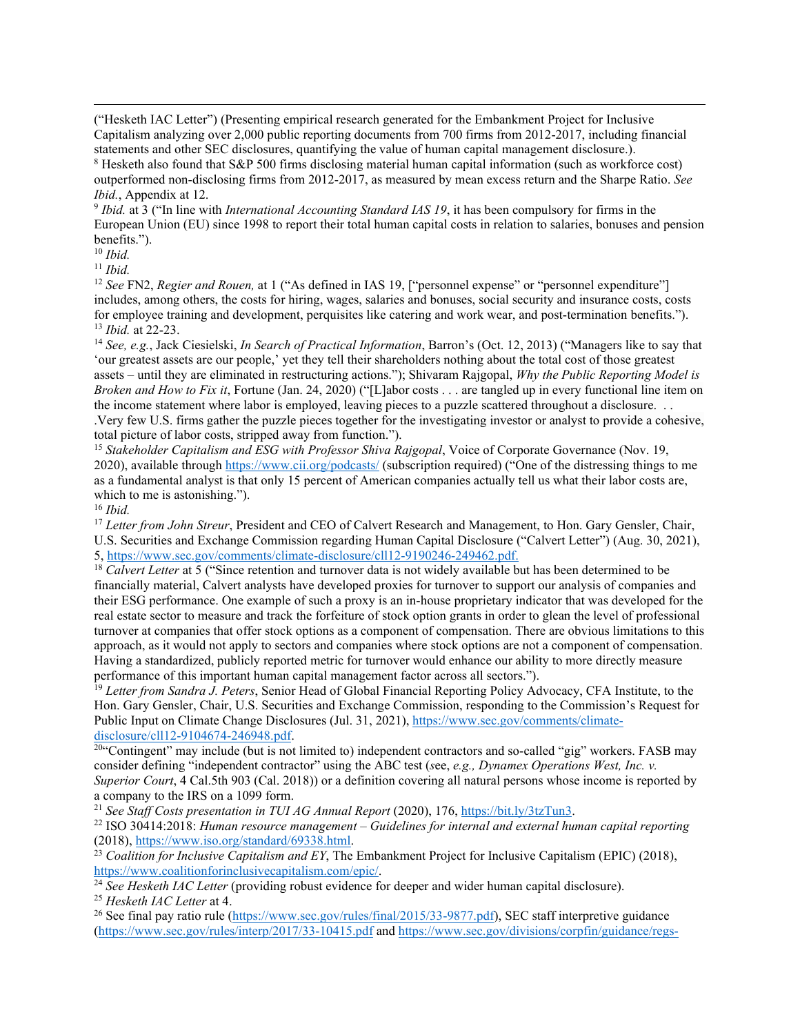("Hesketh IAC Letter") (Presenting empirical research generated for the Embankment Project for Inclusive Capitalism analyzing over 2,000 public reporting documents from 700 firms from 2012-2017, including financial statements and other SEC disclosures, quantifying the value of human capital management disclosure.).

[8] Hesketh also found that S&P 500 firms disclosing material human capital information (such as workforce cost) outperformed non-disclosing firms from 2012-2017, as measured by mean excess return and the Sharpe Ratio. *See Ibid.*, Appendix at 12.

[9] *Ibid.* at 3 ("In line with *International Accounting Standard IAS 19*, it has been compulsory for firms in the European Union (EU) since 1998 to report their total human capital costs in relation to salaries, bonuses and pension benefits.").

[10] *Ibid.*

[11] *Ibid.*

[12] *See* FN2, *Regier and Rouen,* at 1 ("As defined in IAS 19, ["personnel expense" or "personnel expenditure"] includes, among others, the costs for hiring, wages, salaries and bonuses, social security and insurance costs, costs for employee training and development, perquisites like catering and work wear, and post-termination benefits.").

[13] *Ibid.* at 22-23.

[14] *See, e.g.*, Jack Ciesielski, *In Search of Practical Information*, Barron's (Oct. 12, 2013) ("Managers like to say that 'our greatest assets are our people,' yet they tell their shareholders nothing about the total cost of those greatest assets – until they are eliminated in restructuring actions."); Shivaram Rajgopal, *Why the Public Reporting Model is Broken and How to Fix it*, Fortune (Jan. 24, 2020) ("[L]abor costs . . . are tangled up in every functional line item on the income statement where labor is employed, leaving pieces to a puzzle scattered throughout a disclosure. . . .Very few U.S. firms gather the puzzle pieces together for the investigating investor or analyst to provide a cohesive, total picture of labor costs, stripped away from function.").

[15] *Stakeholder Capitalism and ESG with Professor Shiva Rajgopal*, Voice of Corporate Governance (Nov. 19, 2020), available through https://www.cii.org/podcasts/ (subscription required) ("One of the distressing things to me as a fundamental analyst is that only 15 percent of American companies actually tell us what their labor costs are, which to me is astonishing.").

[16] *Ibid.*

[17] *Letter from John Streur*, President and CEO of Calvert Research and Management, to Hon. Gary Gensler, Chair, U.S. Securities and Exchange Commission regarding Human Capital Disclosure ("Calvert Letter") (Aug. 30, 2021), 5, https://www.sec.gov/comments/climate-disclosure/cll12-9190246-249462.pdf.

[18] *Calvert Letter* at 5 ("Since retention and turnover data is not widely available but has been determined to be financially material, Calvert analysts have developed proxies for turnover to support our analysis of companies and their ESG performance. One example of such a proxy is an in-house proprietary indicator that was developed for the real estate sector to measure and track the forfeiture of stock option grants in order to glean the level of professional turnover at companies that offer stock options as a component of compensation. There are obvious limitations to this approach, as it would not apply to sectors and companies where stock options are not a component of compensation. Having a standardized, publicly reported metric for turnover would enhance our ability to more directly measure performance of this important human capital management factor across all sectors.").

[19] *Letter from Sandra J. Peters*, Senior Head of Global Financial Reporting Policy Advocacy, CFA Institute, to the Hon. Gary Gensler, Chair, U.S. Securities and Exchange Commission, responding to the Commission's Request for Public Input on Climate Change Disclosures (Jul. 31, 2021), https://www.sec.gov/comments/climate-disclosure/cll12-9104674-246948.pdf.

[20] "Contingent" may include (but is not limited to) independent contractors and so-called "gig" workers. FASB may consider defining "independent contractor" using the ABC test (*see, e.g., Dynamex Operations West, Inc. v. Superior Court*, 4 Cal.5th 903 (Cal. 2018)) or a definition covering all natural persons whose income is reported by a company to the IRS on a 1099 form.

[21] *See Staff Costs presentation in TUI AG Annual Report* (2020), 176, https://bit.ly/3tzTun3.

[22] ISO 30414:2018: *Human resource management – Guidelines for internal and external human capital reporting* (2018), https://www.iso.org/standard/69338.html.

[23] *Coalition for Inclusive Capitalism and EY*, The Embankment Project for Inclusive Capitalism (EPIC) (2018), https://www.coalitionforinclusivecapitalism.com/epic/.

[24] *See Hesketh IAC Letter* (providing robust evidence for deeper and wider human capital disclosure).

[25] *Hesketh IAC Letter* at 4.

[26] See final pay ratio rule (https://www.sec.gov/rules/final/2015/33-9877.pdf), SEC staff interpretive guidance (https://www.sec.gov/rules/interp/2017/33-10415.pdf and https://www.sec.gov/divisions/corpfin/guidance/regs-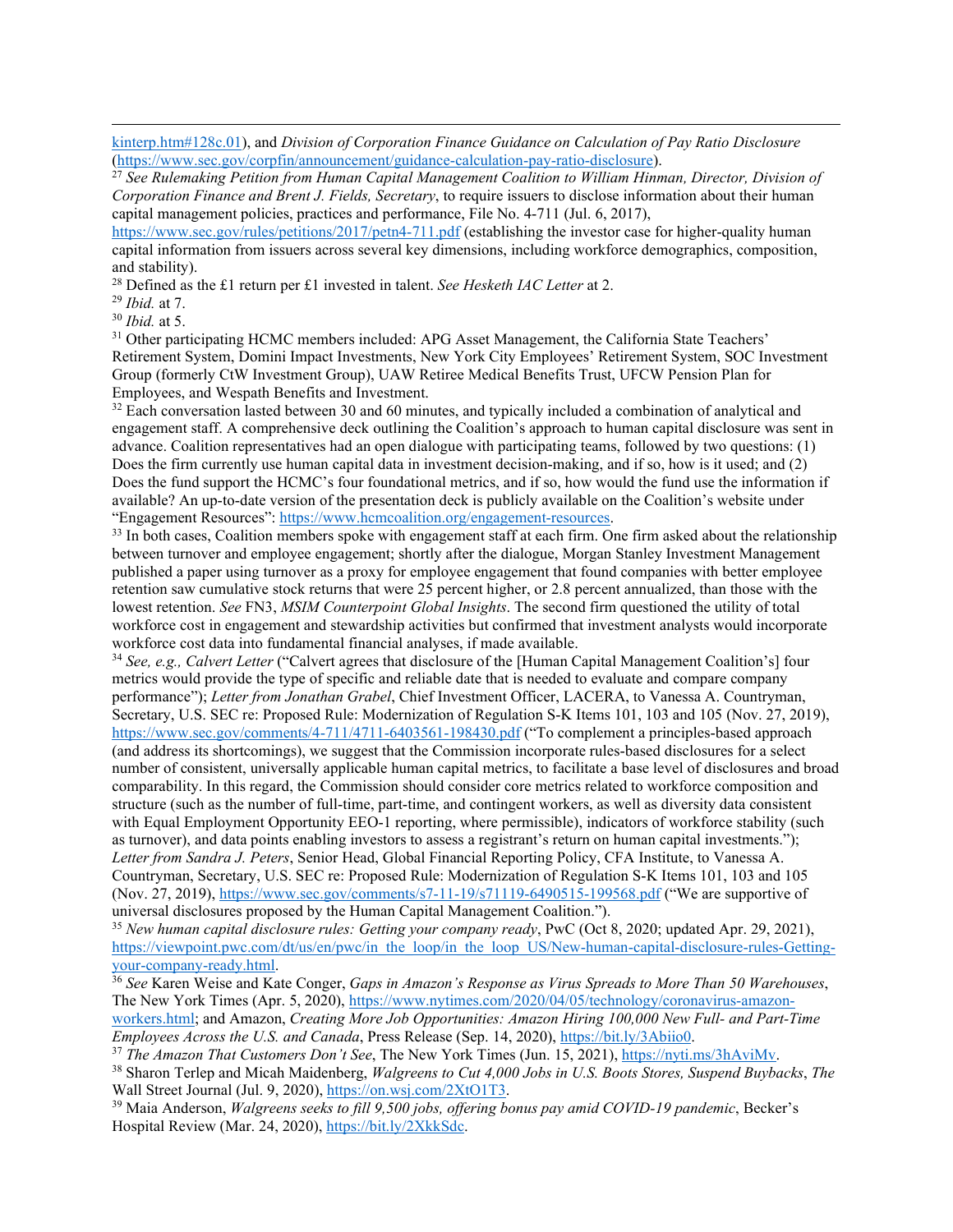kinterp.htm#128c.01), and *Division of Corporation Finance Guidance on Calculation of Pay Ratio Disclosure* (https://www.sec.gov/corpfin/announcement/guidance-calculation-pay-ratio-disclosure).

[27] *See Rulemaking Petition from Human Capital Management Coalition to William Hinman, Director, Division of Corporation Finance and Brent J. Fields, Secretary*, to require issuers to disclose information about their human capital management policies, practices and performance, File No. 4-711 (Jul. 6, 2017), https://www.sec.gov/rules/petitions/2017/petn4-711.pdf (establishing the investor case for higher-quality human capital information from issuers across several key dimensions, including workforce demographics, composition, and stability).

[28] Defined as the £1 return per £1 invested in talent. *See Hesketh IAC Letter* at 2.

[29] *Ibid.* at 7.

[30] *Ibid.* at 5.

[31] Other participating HCMC members included: APG Asset Management, the California State Teachers' Retirement System, Domini Impact Investments, New York City Employees' Retirement System, SOC Investment Group (formerly CtW Investment Group), UAW Retiree Medical Benefits Trust, UFCW Pension Plan for Employees, and Wespath Benefits and Investment.

[32] Each conversation lasted between 30 and 60 minutes, and typically included a combination of analytical and engagement staff. A comprehensive deck outlining the Coalition's approach to human capital disclosure was sent in advance. Coalition representatives had an open dialogue with participating teams, followed by two questions: (1) Does the firm currently use human capital data in investment decision-making, and if so, how is it used; and (2) Does the fund support the HCMC's four foundational metrics, and if so, how would the fund use the information if available? An up-to-date version of the presentation deck is publicly available on the Coalition's website under "Engagement Resources": https://www.hcmcoalition.org/engagement-resources.

[33] In both cases, Coalition members spoke with engagement staff at each firm. One firm asked about the relationship between turnover and employee engagement; shortly after the dialogue, Morgan Stanley Investment Management published a paper using turnover as a proxy for employee engagement that found companies with better employee retention saw cumulative stock returns that were 25 percent higher, or 2.8 percent annualized, than those with the lowest retention. *See* FN3, *MSIM Counterpoint Global Insights*. The second firm questioned the utility of total workforce cost in engagement and stewardship activities but confirmed that investment analysts would incorporate workforce cost data into fundamental financial analyses, if made available.

[34] *See, e.g., Calvert Letter* ("Calvert agrees that disclosure of the [Human Capital Management Coalition's] four metrics would provide the type of specific and reliable date that is needed to evaluate and compare company performance"); *Letter from Jonathan Grabel*, Chief Investment Officer, LACERA, to Vanessa A. Countryman, Secretary, U.S. SEC re: Proposed Rule: Modernization of Regulation S-K Items 101, 103 and 105 (Nov. 27, 2019), https://www.sec.gov/comments/4-711/4711-6403561-198430.pdf ("To complement a principles-based approach (and address its shortcomings), we suggest that the Commission incorporate rules-based disclosures for a select number of consistent, universally applicable human capital metrics, to facilitate a base level of disclosures and broad comparability. In this regard, the Commission should consider core metrics related to workforce composition and structure (such as the number of full-time, part-time, and contingent workers, as well as diversity data consistent with Equal Employment Opportunity EEO-1 reporting, where permissible), indicators of workforce stability (such as turnover), and data points enabling investors to assess a registrant's return on human capital investments."); *Letter from Sandra J. Peters*, Senior Head, Global Financial Reporting Policy, CFA Institute, to Vanessa A. Countryman, Secretary, U.S. SEC re: Proposed Rule: Modernization of Regulation S-K Items 101, 103 and 105 (Nov. 27, 2019), https://www.sec.gov/comments/s7-11-19/s71119-6490515-199568.pdf ("We are supportive of universal disclosures proposed by the Human Capital Management Coalition.").

[35] *New human capital disclosure rules: Getting your company ready*, PwC (Oct 8, 2020; updated Apr. 29, 2021), https://viewpoint.pwc.com/dt/us/en/pwc/in_the_loop/in_the_loop_US/New-human-capital-disclosure-rules-Getting-your-company-ready.html.

[36] *See* Karen Weise and Kate Conger, *Gaps in Amazon's Response as Virus Spreads to More Than 50 Warehouses*, The New York Times (Apr. 5, 2020), https://www.nytimes.com/2020/04/05/technology/coronavirus-amazon-workers.html; and Amazon, *Creating More Job Opportunities: Amazon Hiring 100,000 New Full- and Part-Time Employees Across the U.S. and Canada*, Press Release (Sep. 14, 2020), https://bit.ly/3Abiio0.

[37] *The Amazon That Customers Don't See*, The New York Times (Jun. 15, 2021), https://nyti.ms/3hAviMv.

[38] Sharon Terlep and Micah Maidenberg, *Walgreens to Cut 4,000 Jobs in U.S. Boots Stores, Suspend Buybacks*, *The* Wall Street Journal (Jul. 9, 2020), https://on.wsj.com/2XtO1T3.

[39] Maia Anderson, *Walgreens seeks to fill 9,500 jobs, offering bonus pay amid COVID-19 pandemic*, Becker's Hospital Review (Mar. 24, 2020), https://bit.ly/2XkkSdc.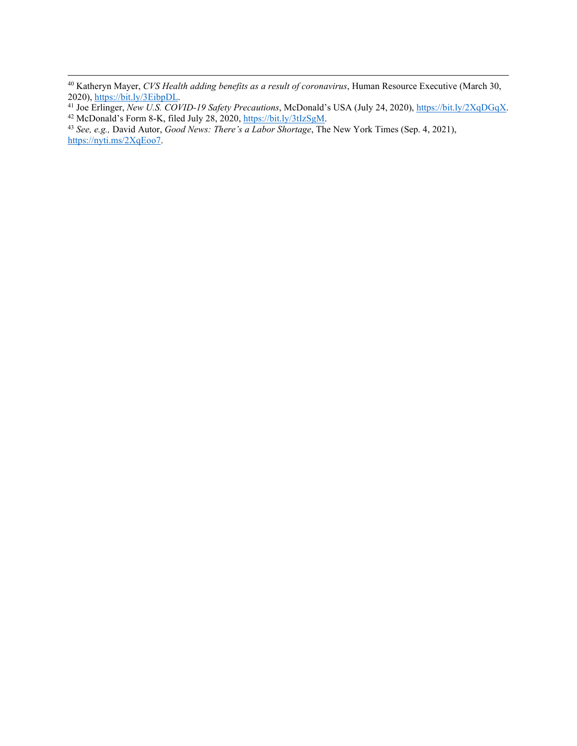[40] Katheryn Mayer, *CVS Health adding benefits as a result of coronavirus*, Human Resource Executive (March 30, 2020), https://bit.ly/3EibpDL.

[41] Joe Erlinger, *New U.S. COVID-19 Safety Precautions*, McDonald's USA (July 24, 2020), https://bit.ly/2XqDGqX.

[42] McDonald's Form 8-K, filed July 28, 2020, https://bit.ly/3tIzSgM.

[43] *See, e.g.,* David Autor, *Good News: There's a Labor Shortage*, The New York Times (Sep. 4, 2021), https://nyti.ms/2XqEoo7.